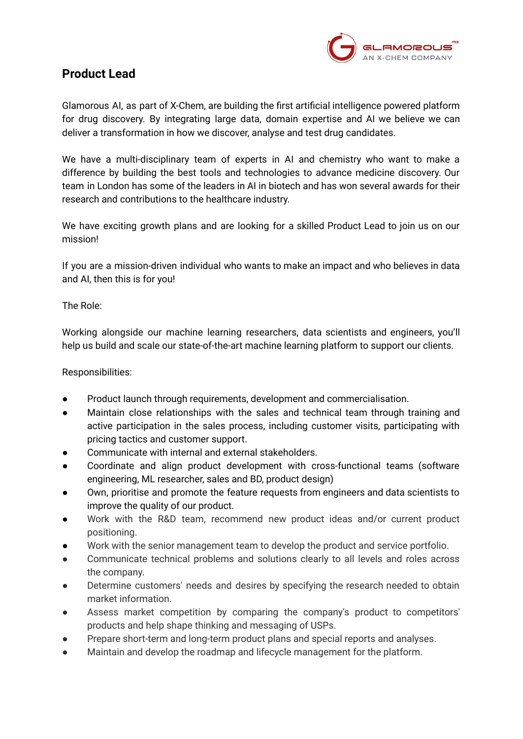# Product Lead

Glamorous AI, as part of X-Chem, are building the first artificial intelligence powered platform for drug discovery. By integrating large data, domain expertise and AI we believe we can deliver a transformation in how we discover, analyse and test drug candidates.

We have a multi-disciplinary team of experts in AI and chemistry who want to make a difference by building the best tools and technologies to advance medicine discovery. Our team in London has some of the leaders in AI in biotech and has won several awards for their research and contributions to the healthcare industry.

We have exciting growth plans and are looking for a skilled Product Lead to join us on our mission!

If you are a mission-driven individual who wants to make an impact and who believes in data and AI, then this is for you!

The Role:

Working alongside our machine learning researchers, data scientists and engineers, you'll help us build and scale our state-of-the-art machine learning platform to support our clients.

Responsibilities:

- Product launch through requirements, development and commercialisation.
- Maintain close relationships with the sales and technical team through training and active participation in the sales process, including customer visits, participating with pricing tactics and customer support.
- Communicate with internal and external stakeholders.
- Coordinate and align product development with cross-functional teams (software engineering, ML researcher, sales and BD, product design)
- Own, prioritise and promote the feature requests from engineers and data scientists to improve the quality of our product.
- Work with the R&D team, recommend new product ideas and/or current product positioning.
- Work with the senior management team to develop the product and service portfolio.
- Communicate technical problems and solutions clearly to all levels and roles across the company.
- Determine customers' needs and desires by specifying the research needed to obtain market information.
- Assess market competition by comparing the company's product to competitors' products and help shape thinking and messaging of USPs.
- Prepare short-term and long-term product plans and special reports and analyses.
- Maintain and develop the roadmap and lifecycle management for the platform.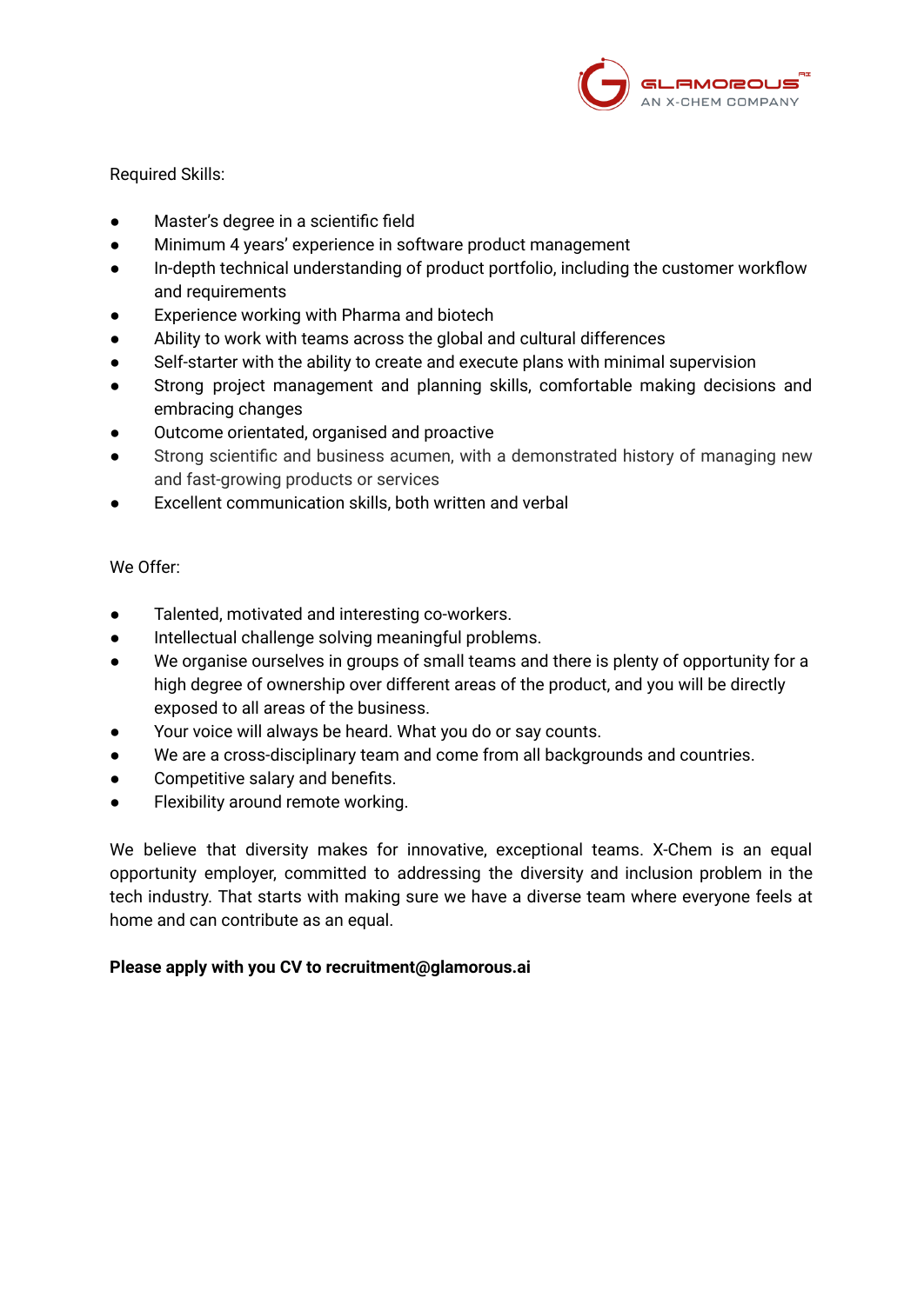Required Skills:

- Master's degree in a scientific field
- Minimum 4 years' experience in software product management
- In-depth technical understanding of product portfolio, including the customer workflow and requirements
- Experience working with Pharma and biotech
- Ability to work with teams across the global and cultural differences
- Self-starter with the ability to create and execute plans with minimal supervision
- Strong project management and planning skills, comfortable making decisions and embracing changes
- Outcome orientated, organised and proactive
- Strong scientific and business acumen, with a demonstrated history of managing new and fast-growing products or services
- Excellent communication skills, both written and verbal

We Offer:

- Talented, motivated and interesting co-workers.
- Intellectual challenge solving meaningful problems.
- We organise ourselves in groups of small teams and there is plenty of opportunity for a high degree of ownership over different areas of the product, and you will be directly exposed to all areas of the business.
- Your voice will always be heard. What you do or say counts.
- We are a cross-disciplinary team and come from all backgrounds and countries.
- Competitive salary and benefits.
- Flexibility around remote working.

We believe that diversity makes for innovative, exceptional teams. X-Chem is an equal opportunity employer, committed to addressing the diversity and inclusion problem in the tech industry. That starts with making sure we have a diverse team where everyone feels at home and can contribute as an equal.

**Please apply with you CV to recruitment@glamorous.ai**